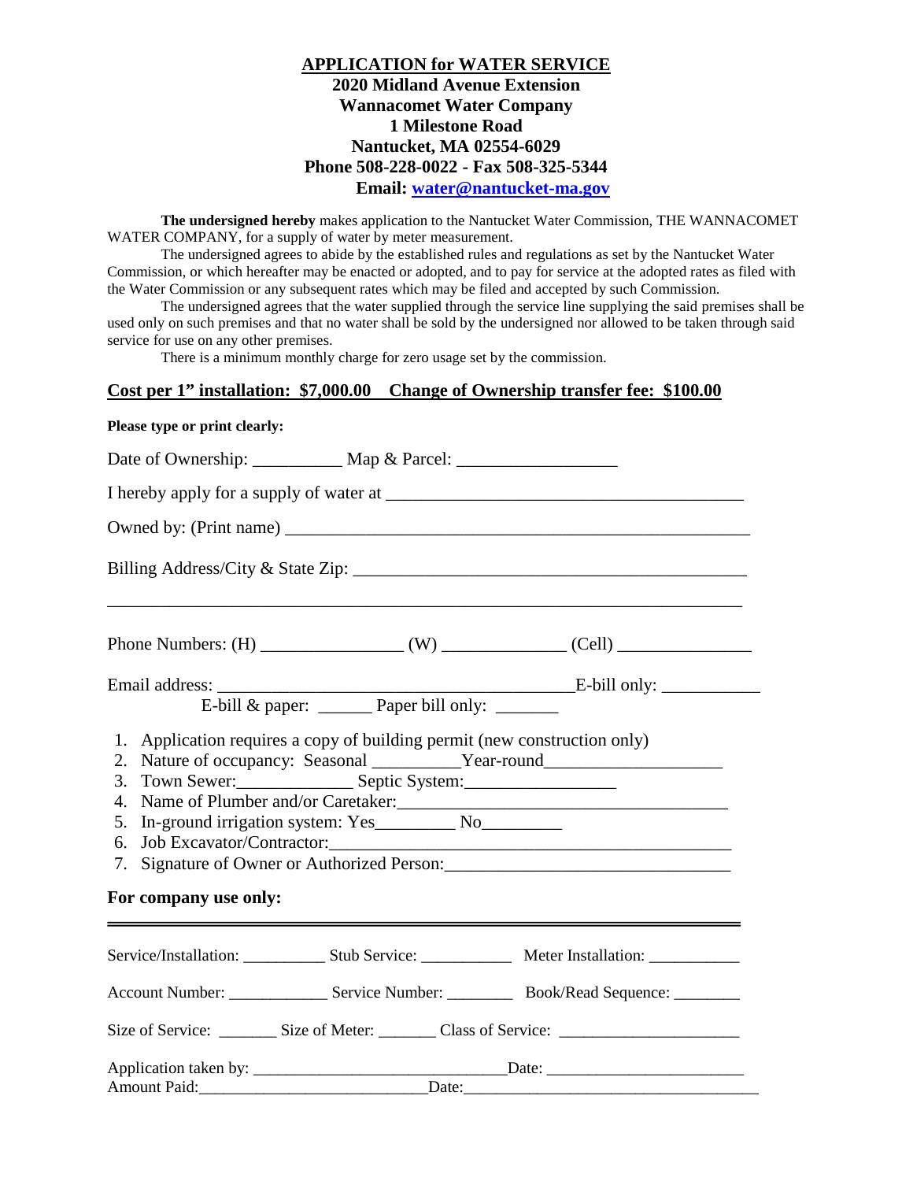# APPLICATION for WATER SERVICE

**2020 Midland Avenue Extension**
**Wannacomet Water Company**
**1 Milestone Road**
**Nantucket, MA 02554-6029**
**Phone 508-228-0022 - Fax 508-325-5344**
**Email: water@nantucket-ma.gov**

**The undersigned hereby** makes application to the Nantucket Water Commission, THE WANNACOMET WATER COMPANY, for a supply of water by meter measurement.

The undersigned agrees to abide by the established rules and regulations as set by the Nantucket Water Commission, or which hereafter may be enacted or adopted, and to pay for service at the adopted rates as filed with the Water Commission or any subsequent rates which may be filed and accepted by such Commission.

The undersigned agrees that the water supplied through the service line supplying the said premises shall be used only on such premises and that no water shall be sold by the undersigned nor allowed to be taken through said service for use on any other premises.

There is a minimum monthly charge for zero usage set by the commission.

**Cost per 1" installation: $7,000.00 Change of Ownership transfer fee: $100.00**

**Please type or print clearly:**

Date of Ownership: __________ Map & Parcel: __________________

I hereby apply for a supply of water at ________________________________________

Owned by: (Print name) ______________________________________________________

Billing Address/City & State Zip: ______________________________________________

_________________________________________________________________________

Phone Numbers: (H) ________________ (W) ______________ (Cell) _______________

Email address: _________________________________________E-bill only: ___________

E-bill & paper: ______ Paper bill only: _______

1. Application requires a copy of building permit (new construction only)
2. Nature of occupancy: Seasonal __________Year-round____________________
3. Town Sewer:_____________ Septic System:_________________
4. Name of Plumber and/or Caretaker:______________________________________
5. In-ground irrigation system: Yes_________ No_________
6. Job Excavator/Contractor:_____________________________________________
7. Signature of Owner or Authorized Person:________________________________

**For company use only:**

---

Service/Installation: __________ Stub Service: ___________ Meter Installation: ___________

Account Number: ____________ Service Number: ________ Book/Read Sequence: ________

Size of Service: _______ Size of Meter: _______ Class of Service: ______________________

Application taken by: ______________________________Date: ________________________

Amount Paid:____________________________Date:____________________________________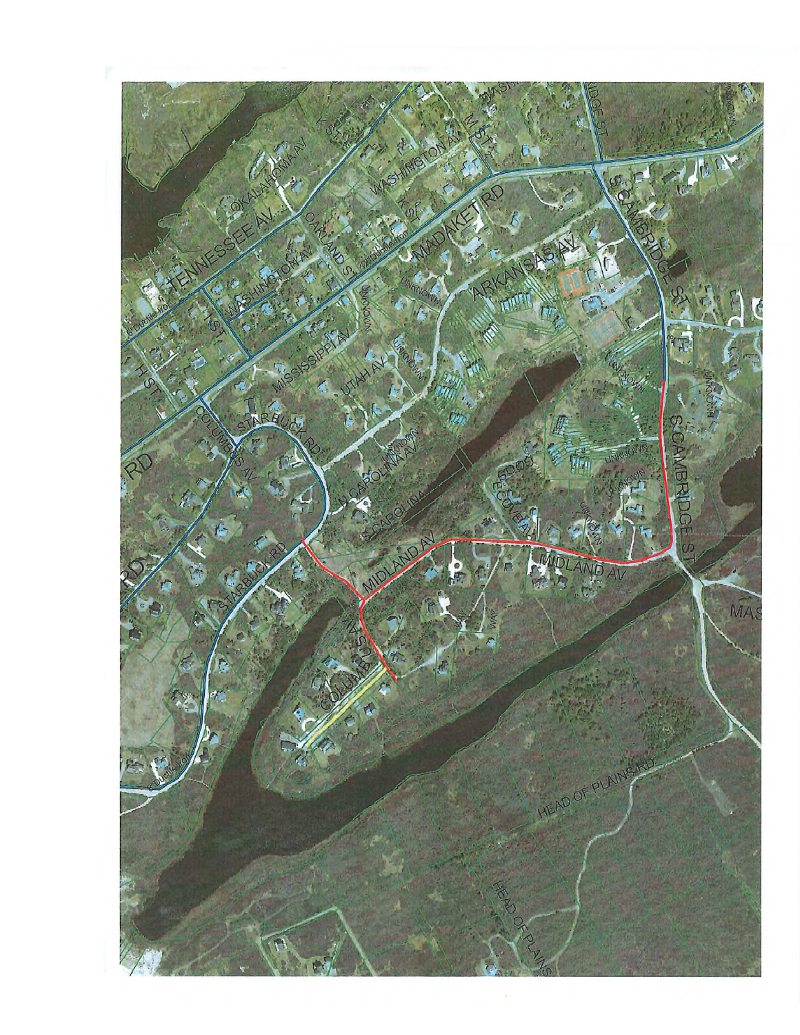TENNESSEE AV

OKALAHOMA AV

WASHINGTON AV

WASHINGTON AV

OAKLAND ST

K ST

K ST

M ST

MADAKET RD

S CAMBRIDGE ST

ARKANSAS AV

MISSISSIPPI AV

UTAH AV

H ST

I ST

COLUMBUS AV

STARBUCK RD

N CAROLINA AV

S CAROLINA

WOOD

ECOLE AV

MIDLAND AV

MIDLAND AV

S CAMBRIDGE ST

COLUMBUS AV

STARBUCK RD

HEAD OF PLAINS RD

HEAD OF PLAINS

UNKNOWN

MAS

RD

RD